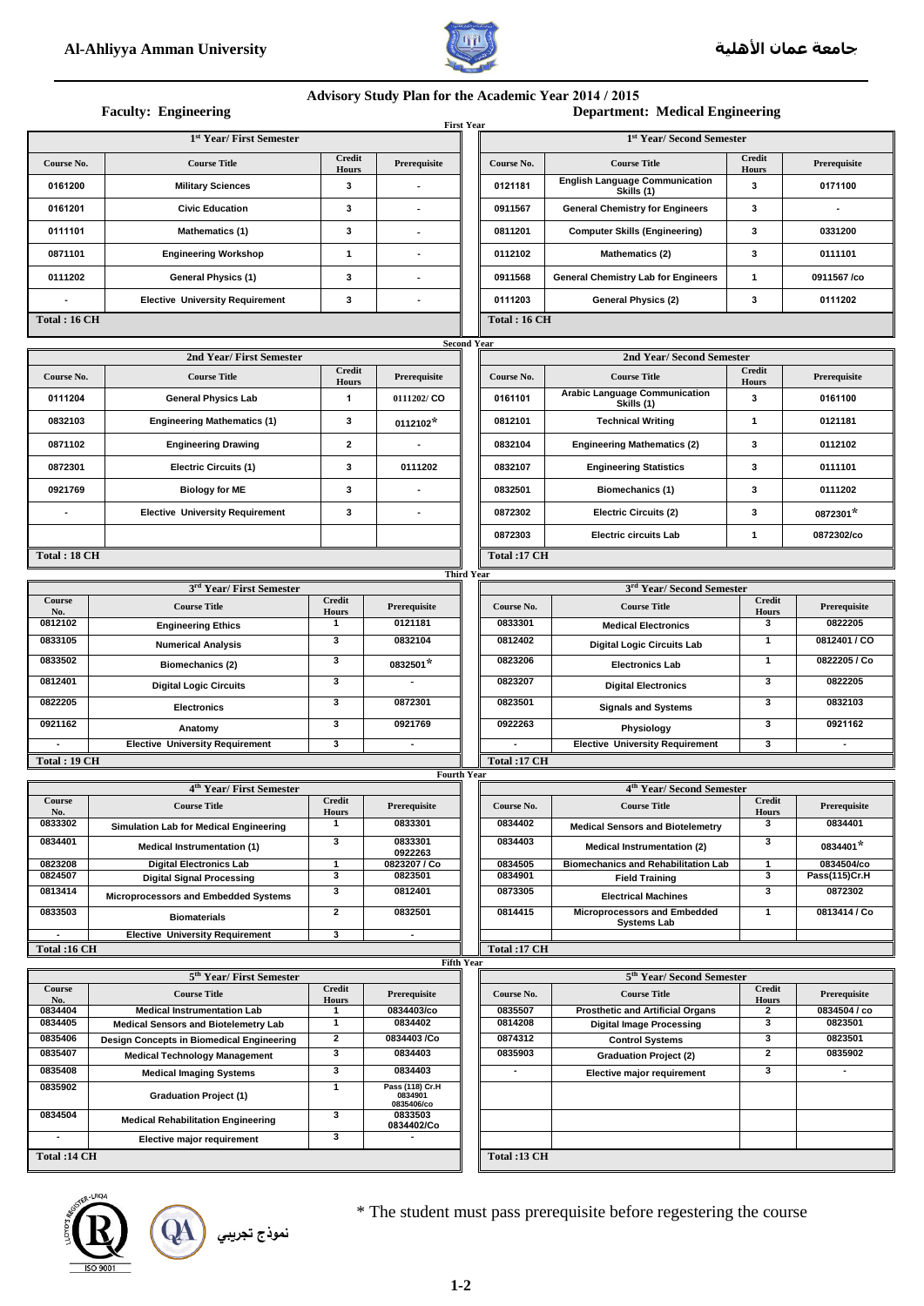Al-Ahliyya Amman University — جامعة عمان الأهلية

# Advisory Study Plan for the Academic Year 2014 / 2015

**Faculty: Engineering** — **Department: Medical Engineering**

## First Year

### 1st Year/ First Semester

| Course No. | Course Title | Credit Hours | Prerequisite |
|---|---|---|---|
| 0161200 | Military Sciences | 3 | - |
| 0161201 | Civic Education | 3 | - |
| 0111101 | Mathematics (1) | 3 | - |
| 0871101 | Engineering Workshop | 1 | - |
| 0111202 | General Physics (1) | 3 | - |
| - | Elective University Requirement | 3 | - |
| **Total : 16 CH** | | | |

### 1st Year/ Second Semester

| Course No. | Course Title | Credit Hours | Prerequisite |
|---|---|---|---|
| 0121181 | English Language Communication Skills (1) | 3 | 0171100 |
| 0911567 | General Chemistry for Engineers | 3 | - |
| 0811201 | Computer Skills (Engineering) | 3 | 0331200 |
| 0112102 | Mathematics (2) | 3 | 0111101 |
| 0911568 | General Chemistry Lab for Engineers | 1 | 0911567 /co |
| 0111203 | General Physics (2) | 3 | 0111202 |
| **Total : 16 CH** | | | |

## Second Year

### 2nd Year/ First Semester

| Course No. | Course Title | Credit Hours | Prerequisite |
|---|---|---|---|
| 0111204 | General Physics Lab | 1 | 0111202/ CO |
| 0832103 | Engineering Mathematics (1) | 3 | 0112102* |
| 0871102 | Engineering Drawing | 2 | - |
| 0872301 | Electric Circuits (1) | 3 | 0111202 |
| 0921769 | Biology for ME | 3 | - |
| - | Elective University Requirement | 3 | - |
| **Total : 18 CH** | | | |

### 2nd Year/ Second Semester

| Course No. | Course Title | Credit Hours | Prerequisite |
|---|---|---|---|
| 0161101 | Arabic Language Communication Skills (1) | 3 | 0161100 |
| 0812101 | Technical Writing | 1 | 0121181 |
| 0832104 | Engineering Mathematics (2) | 3 | 0112102 |
| 0832107 | Engineering Statistics | 3 | 0111101 |
| 0832501 | Biomechanics (1) | 3 | 0111202 |
| 0872302 | Electric Circuits (2) | 3 | 0872301* |
| 0872303 | Electric circuits Lab | 1 | 0872302/co |
| **Total :17 CH** | | | |

## Third Year

### 3rd Year/ First Semester

| Course No. | Course Title | Credit Hours | Prerequisite |
|---|---|---|---|
| 0812102 | Engineering Ethics | 1 | 0121181 |
| 0833105 | Numerical Analysis | 3 | 0832104 |
| 0833502 | Biomechanics (2) | 3 | 0832501* |
| 0812401 | Digital Logic Circuits | 3 | - |
| 0822205 | Electronics | 3 | 0872301 |
| 0921162 | Anatomy | 3 | 0921769 |
| - | Elective University Requirement | 3 | - |
| **Total : 19 CH** | | | |

### 3rd Year/ Second Semester

| Course No. | Course Title | Credit Hours | Prerequisite |
|---|---|---|---|
| 0833301 | Medical Electronics | 3 | 0822205 |
| 0812402 | Digital Logic Circuits Lab | 1 | 0812401 / CO |
| 0823206 | Electronics Lab | 1 | 0822205 / Co |
| 0823207 | Digital Electronics | 3 | 0822205 |
| 0823501 | Signals and Systems | 3 | 0832103 |
| 0922263 | Physiology | 3 | 0921162 |
| - | Elective University Requirement | 3 | - |
| **Total :17 CH** | | | |

## Fourth Year

### 4th Year/ First Semester

| Course No. | Course Title | Credit Hours | Prerequisite |
|---|---|---|---|
| 0833302 | Simulation Lab for Medical Engineering | 1 | 0833301 |
| 0834401 | Medical Instrumentation (1) | 3 | 0833301 0922263 |
| 0823208 | Digital Electronics Lab | 1 | 0823207 / Co |
| 0824507 | Digital Signal Processing | 3 | 0823501 |
| 0813414 | Microprocessors and Embedded Systems | 3 | 0812401 |
| 0833503 | Biomaterials | 2 | 0832501 |
| - | Elective University Requirement | 3 | - |
| **Total :16 CH** | | | |

### 4th Year/ Second Semester

| Course No. | Course Title | Credit Hours | Prerequisite |
|---|---|---|---|
| 0834402 | Medical Sensors and Biotelemetry | 3 | 0834401 |
| 0834403 | Medical Instrumentation (2) | 3 | 0834401* |
| 0834505 | Biomechanics and Rehabilitation Lab | 1 | 0834504/co |
| 0834901 | Field Training | 3 | Pass(115)Cr.H |
| 0873305 | Electrical Machines | 3 | 0872302 |
| 0814415 | Microprocessors and Embedded Systems Lab | 1 | 0813414 / Co |
| **Total :17 CH** | | | |

## Fifth Year

### 5th Year/ First Semester

| Course No. | Course Title | Credit Hours | Prerequisite |
|---|---|---|---|
| 0834404 | Medical Instrumentation Lab | 1 | 0834403/co |
| 0834405 | Medical Sensors and Biotelemetry Lab | 1 | 0834402 |
| 0835406 | Design Concepts in Biomedical Engineering | 2 | 0834403 /Co |
| 0835407 | Medical Technology Management | 3 | 0834403 |
| 0835408 | Medical Imaging Systems | 3 | 0834403 |
| 0835902 | Graduation Project (1) | 1 | Pass (118) Cr.H 0834901 0835406/co |
| 0834504 | Medical Rehabilitation Engineering | 3 | 0833503 0834402/Co |
| - | Elective major requirement | 3 | - |
| **Total :14 CH** | | | |

### 5th Year/ Second Semester

| Course No. | Course Title | Credit Hours | Prerequisite |
|---|---|---|---|
| 0835507 | Prosthetic and Artificial Organs | 2 | 0834504 / co |
| 0814208 | Digital Image Processing | 3 | 0823501 |
| 0874312 | Control Systems | 3 | 0823501 |
| 0835903 | Graduation Project (2) | 2 | 0835902 |
| - | Elective major requirement | 3 | - |
| **Total :13 CH** | | | |

\* The student must pass prerequisite before regestering the course

نموذج تجريبي